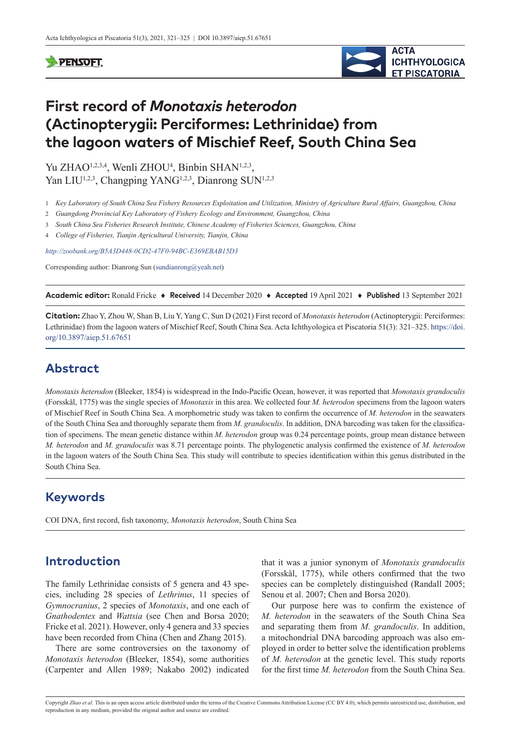# First record of *Monotaxis heterodon* (Actinopterygii: Perciformes: Lethrinidae) from the lagoon waters of Mischief Reef, South China Sea

Yu ZHAO[1,2,3,4], Wenli ZHOU[4], Binbin SHAN[1,2,3], Yan LIU[1,2,3], Changping YANG[1,2,3], Dianrong SUN[1,2,3]

1 *Key Laboratory of South China Sea Fishery Resources Exploitation and Utilization, Ministry of Agriculture Rural Affairs, Guangzhou, China*

2 *Guangdong Provincial Key Laboratory of Fishery Ecology and Environment, Guangzhou, China*

3 *South China Sea Fisheries Research Institute, Chinese Academy of Fisheries Sciences, Guangzhou, China*

4 *College of Fisheries, Tianjin Agricultural University, Tianjin, China*

*http://zoobank.org/B5A3D448-0CD2-47F0-94BC-E369EBAB15D3*

Corresponding author: Dianrong Sun (sundianrong@yeah.net)

**Academic editor:** Ronald Fricke ♦ **Received** 14 December 2020 ♦ **Accepted** 19 April 2021 ♦ **Published** 13 September 2021

**Citation:** Zhao Y, Zhou W, Shan B, Liu Y, Yang C, Sun D (2021) First record of *Monotaxis heterodon* (Actinopterygii: Perciformes: Lethrinidae) from the lagoon waters of Mischief Reef, South China Sea. Acta Ichthyologica et Piscatoria 51(3): 321–325. https://doi.org/10.3897/aiep.51.67651

## Abstract

*Monotaxis heterodon* (Bleeker, 1854) is widespread in the Indo-Pacific Ocean, however, it was reported that *Monotaxis grandoculis* (Forsskål, 1775) was the single species of *Monotaxis* in this area. We collected four *M. heterodon* specimens from the lagoon waters of Mischief Reef in South China Sea. A morphometric study was taken to confirm the occurrence of *M. heterodon* in the seawaters of the South China Sea and thoroughly separate them from *M. grandoculis*. In addition, DNA barcoding was taken for the classification of specimens. The mean genetic distance within *M. heterodon* group was 0.24 percentage points, group mean distance between *M. heterodon* and *M. grandoculis* was 8.71 percentage points. The phylogenetic analysis confirmed the existence of *M. heterodon* in the lagoon waters of the South China Sea. This study will contribute to species identification within this genus distributed in the South China Sea.

## Keywords

COI DNA, first record, fish taxonomy, *Monotaxis heterodon*, South China Sea

## Introduction

The family Lethrinidae consists of 5 genera and 43 species, including 28 species of *Lethrinus*, 11 species of *Gymnocranius*, 2 species of *Monotaxis*, and one each of *Gnathodentex* and *Wattsia* (see Chen and Borsa 2020; Fricke et al. 2021). However, only 4 genera and 33 species have been recorded from China (Chen and Zhang 2015).

There are some controversies on the taxonomy of *Monotaxis heterodon* (Bleeker, 1854), some authorities (Carpenter and Allen 1989; Nakabo 2002) indicated that it was a junior synonym of *Monotaxis grandoculis* (Forsskål, 1775), while others confirmed that the two species can be completely distinguished (Randall 2005; Senou et al. 2007; Chen and Borsa 2020).

Our purpose here was to confirm the existence of *M. heterodon* in the seawaters of the South China Sea and separating them from *M. grandoculis*. In addition, a mitochondrial DNA barcoding approach was also employed in order to better solve the identification problems of *M. heterodon* at the genetic level. This study reports for the first time *M. heterodon* from the South China Sea.

Copyright *Zhao et al.* This is an open access article distributed under the terms of the Creative Commons Attribution License (CC BY 4.0), which permits unrestricted use, distribution, and reproduction in any medium, provided the original author and source are credited.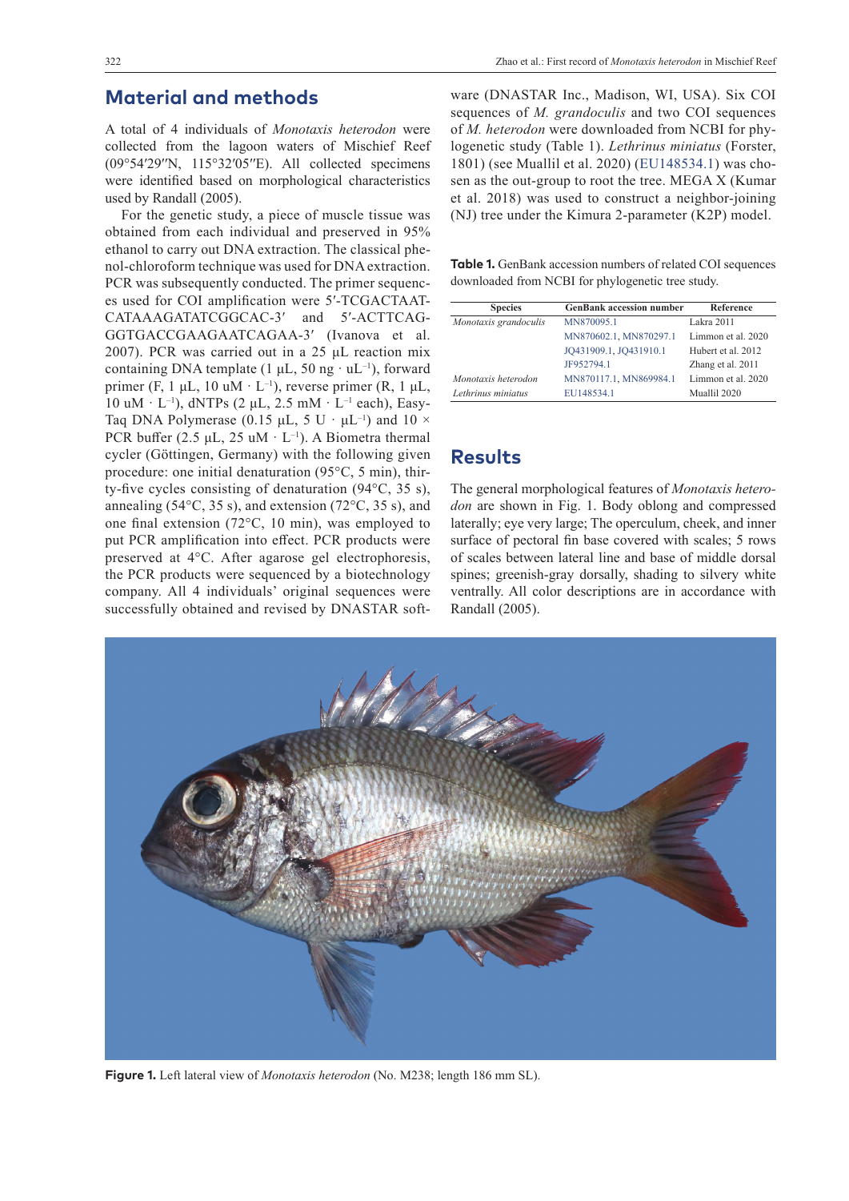## Material and methods

A total of 4 individuals of *Monotaxis heterodon* were collected from the lagoon waters of Mischief Reef (09°54′29″N, 115°32′05″E). All collected specimens were identified based on morphological characteristics used by Randall (2005).

For the genetic study, a piece of muscle tissue was obtained from each individual and preserved in 95% ethanol to carry out DNA extraction. The classical phenol-chloroform technique was used for DNA extraction. PCR was subsequently conducted. The primer sequences used for COI amplification were 5′-TCGACTAATCATAAAGATATCGGCAC-3′ and 5′-ACTTCAGGGTGACCGAAGAATCAGAA-3′ (Ivanova et al. 2007). PCR was carried out in a 25 μL reaction mix containing DNA template (1 μL, 50 ng · $uL^{-1}$), forward primer (F, 1 μL, 10 uM · $L^{-1}$), reverse primer (R, 1 μL, 10 uM · $L^{-1}$), dNTPs (2 μL, 2.5 mM · $L^{-1}$ each), EasyTaq DNA Polymerase (0.15 μL, 5 U · $\mu L^{-1}$) and 10 × PCR buffer (2.5 μL, 25 uM · $L^{-1}$). A Biometra thermal cycler (Göttingen, Germany) with the following given procedure: one initial denaturation (95°C, 5 min), thirty-five cycles consisting of denaturation (94°C, 35 s), annealing (54°C, 35 s), and extension (72°C, 35 s), and one final extension (72°C, 10 min), was employed to put PCR amplification into effect. PCR products were preserved at 4°C. After agarose gel electrophoresis, the PCR products were sequenced by a biotechnology company. All 4 individuals' original sequences were successfully obtained and revised by DNASTAR software (DNASTAR Inc., Madison, WI, USA). Six COI sequences of *M. grandoculis* and two COI sequences of *M. heterodon* were downloaded from NCBI for phylogenetic study (Table 1). *Lethrinus miniatus* (Forster, 1801) (see Muallil et al. 2020) (EU148534.1) was chosen as the out-group to root the tree. MEGA X (Kumar et al. 2018) was used to construct a neighbor-joining (NJ) tree under the Kimura 2-parameter (K2P) model.

**Table 1.** GenBank accession numbers of related COI sequences downloaded from NCBI for phylogenetic tree study.

| Species | GenBank accession number | Reference |
|---|---|---|
| *Monotaxis grandoculis* | MN870095.1 | Lakra 2011 |
| | MN870602.1, MN870297.1 | Limmon et al. 2020 |
| | JQ431909.1, JQ431910.1 | Hubert et al. 2012 |
| | JF952794.1 | Zhang et al. 2011 |
| *Monotaxis heterodon* | MN870117.1, MN869984.1 | Limmon et al. 2020 |
| *Lethrinus miniatus* | EU148534.1 | Muallil 2020 |

## Results

The general morphological features of *Monotaxis heterodon* are shown in Fig. 1. Body oblong and compressed laterally; eye very large; The operculum, cheek, and inner surface of pectoral fin base covered with scales; 5 rows of scales between lateral line and base of middle dorsal spines; greenish-gray dorsally, shading to silvery white ventrally. All color descriptions are in accordance with Randall (2005).

**Figure 1.** Left lateral view of *Monotaxis heterodon* (No. M238; length 186 mm SL).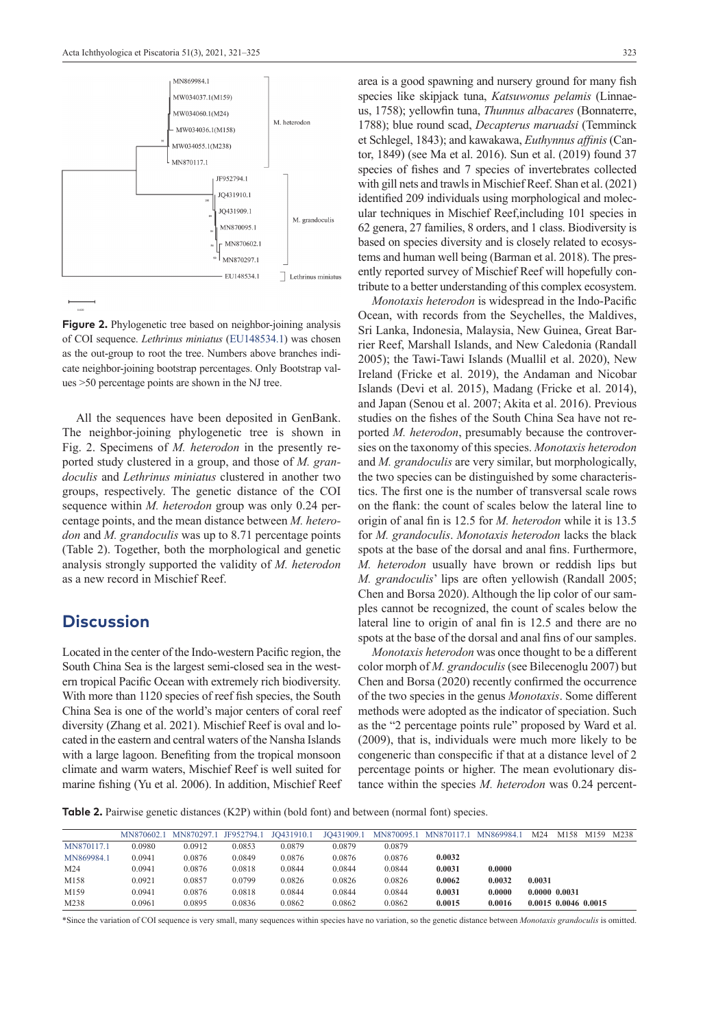**Figure 2.** Phylogenetic tree based on neighbor-joining analysis of COI sequence. *Lethrinus miniatus* (EU148534.1) was chosen as the out-group to root the tree. Numbers above branches indicate neighbor-joining bootstrap percentages. Only Bootstrap values >50 percentage points are shown in the NJ tree.

All the sequences have been deposited in GenBank. The neighbor-joining phylogenetic tree is shown in Fig. 2. Specimens of *M. heterodon* in the presently reported study clustered in a group, and those of *M. grandoculis* and *Lethrinus miniatus* clustered in another two groups, respectively. The genetic distance of the COI sequence within *M. heterodon* group was only 0.24 percentage points, and the mean distance between *M. heterodon* and *M. grandoculis* was up to 8.71 percentage points (Table 2). Together, both the morphological and genetic analysis strongly supported the validity of *M. heterodon* as a new record in Mischief Reef.

## Discussion

Located in the center of the Indo-western Pacific region, the South China Sea is the largest semi-closed sea in the western tropical Pacific Ocean with extremely rich biodiversity. With more than 1120 species of reef fish species, the South China Sea is one of the world's major centers of coral reef diversity (Zhang et al. 2021). Mischief Reef is oval and located in the eastern and central waters of the Nansha Islands with a large lagoon. Benefiting from the tropical monsoon climate and warm waters, Mischief Reef is well suited for marine fishing (Yu et al. 2006). In addition, Mischief Reef area is a good spawning and nursery ground for many fish species like skipjack tuna, *Katsuwonus pelamis* (Linnaeus, 1758); yellowfin tuna, *Thunnus albacares* (Bonnaterre, 1788); blue round scad, *Decapterus maruadsi* (Temminck et Schlegel, 1843); and kawakawa, *Euthynnus affinis* (Cantor, 1849) (see Ma et al. 2016). Sun et al. (2019) found 37 species of fishes and 7 species of invertebrates collected with gill nets and trawls in Mischief Reef. Shan et al. (2021) identified 209 individuals using morphological and molecular techniques in Mischief Reef,including 101 species in 62 genera, 27 families, 8 orders, and 1 class. Biodiversity is based on species diversity and is closely related to ecosystems and human well being (Barman et al. 2018). The presently reported survey of Mischief Reef will hopefully contribute to a better understanding of this complex ecosystem.

*Monotaxis heterodon* is widespread in the Indo-Pacific Ocean, with records from the Seychelles, the Maldives, Sri Lanka, Indonesia, Malaysia, New Guinea, Great Barrier Reef, Marshall Islands, and New Caledonia (Randall 2005); the Tawi-Tawi Islands (Muallil et al. 2020), New Ireland (Fricke et al. 2019), the Andaman and Nicobar Islands (Devi et al. 2015), Madang (Fricke et al. 2014), and Japan (Senou et al. 2007; Akita et al. 2016). Previous studies on the fishes of the South China Sea have not reported *M. heterodon*, presumably because the controversies on the taxonomy of this species. *Monotaxis heterodon* and *M. grandoculis* are very similar, but morphologically, the two species can be distinguished by some characteristics. The first one is the number of transversal scale rows on the flank: the count of scales below the lateral line to origin of anal fin is 12.5 for *M. heterodon* while it is 13.5 for *M. grandoculis*. *Monotaxis heterodon* lacks the black spots at the base of the dorsal and anal fins. Furthermore, *M. heterodon* usually have brown or reddish lips but *M. grandoculis*' lips are often yellowish (Randall 2005; Chen and Borsa 2020). Although the lip color of our samples cannot be recognized, the count of scales below the lateral line to origin of anal fin is 12.5 and there are no spots at the base of the dorsal and anal fins of our samples.

*Monotaxis heterodon* was once thought to be a different color morph of *M. grandoculis* (see Bilecenoglu 2007) but Chen and Borsa (2020) recently confirmed the occurrence of the two species in the genus *Monotaxis*. Some different methods were adopted as the indicator of speciation. Such as the "2 percentage points rule" proposed by Ward et al. (2009), that is, individuals were much more likely to be congeneric than conspecific if that at a distance level of 2 percentage points or higher. The mean evolutionary distance within the species *M. heterodon* was 0.24 percent-

**Table 2.** Pairwise genetic distances (K2P) within (bold font) and between (normal font) species.

| | MN870602.1 | MN870297.1 | JF952794.1 | JQ431910.1 | JQ431909.1 | MN870095.1 | MN870117.1 | MN869984.1 | M24 | M158 | M159 | M238 |
|---|---|---|---|---|---|---|---|---|---|---|---|---|
| MN870117.1 | 0.0980 | 0.0912 | 0.0853 | 0.0879 | 0.0879 | 0.0879 | | | | | | |
| MN869984.1 | 0.0941 | 0.0876 | 0.0849 | 0.0876 | 0.0876 | 0.0876 | **0.0032** | | | | | |
| M24 | 0.0941 | 0.0876 | 0.0818 | 0.0844 | 0.0844 | 0.0844 | **0.0031** | **0.0000** | | | | |
| M158 | 0.0921 | 0.0857 | 0.0799 | 0.0826 | 0.0826 | 0.0826 | **0.0062** | **0.0032** | **0.0031** | | | |
| M159 | 0.0941 | 0.0876 | 0.0818 | 0.0844 | 0.0844 | 0.0844 | **0.0031** | **0.0000** | **0.0000** | **0.0031** | | |
| M238 | 0.0961 | 0.0895 | 0.0836 | 0.0862 | 0.0862 | 0.0862 | **0.0015** | **0.0016** | **0.0015** | **0.0046** | **0.0015** | |

*Since the variation of COI sequence is very small, many sequences within species have no variation, so the genetic distance between *Monotaxis grandoculis* is omitted.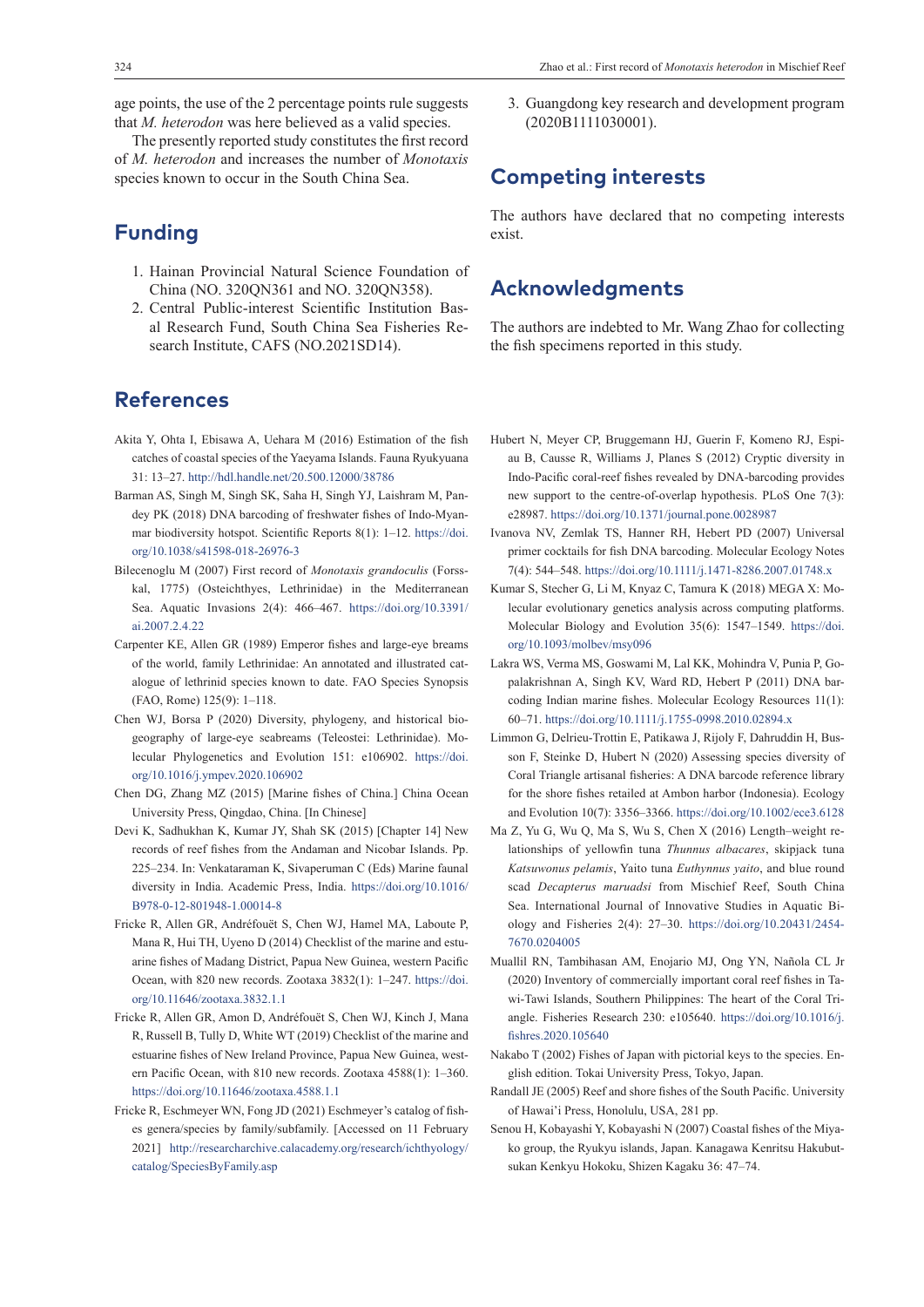age points, the use of the 2 percentage points rule suggests that *M. heterodon* was here believed as a valid species.

The presently reported study constitutes the first record of *M. heterodon* and increases the number of *Monotaxis* species known to occur in the South China Sea.

## Funding

1. Hainan Provincial Natural Science Foundation of China (NO. 320QN361 and NO. 320QN358).
2. Central Public-interest Scientific Institution Basal Research Fund, South China Sea Fisheries Research Institute, CAFS (NO.2021SD14).
3. Guangdong key research and development program (2020B1111030001).

## Competing interests

The authors have declared that no competing interests exist.

## Acknowledgments

The authors are indebted to Mr. Wang Zhao for collecting the fish specimens reported in this study.

## References

Akita Y, Ohta I, Ebisawa A, Uehara M (2016) Estimation of the fish catches of coastal species of the Yaeyama Islands. Fauna Ryukyuana 31: 13–27. http://hdl.handle.net/20.500.12000/38786

Barman AS, Singh M, Singh SK, Saha H, Singh YJ, Laishram M, Pandey PK (2018) DNA barcoding of freshwater fishes of Indo-Myanmar biodiversity hotspot. Scientific Reports 8(1): 1–12. https://doi.org/10.1038/s41598-018-26976-3

Bilecenoglu M (2007) First record of *Monotaxis grandoculis* (Forsskal, 1775) (Osteichthyes, Lethrinidae) in the Mediterranean Sea. Aquatic Invasions 2(4): 466–467. https://doi.org/10.3391/ai.2007.2.4.22

Carpenter KE, Allen GR (1989) Emperor fishes and large-eye breams of the world, family Lethrinidae: An annotated and illustrated catalogue of lethrinid species known to date. FAO Species Synopsis (FAO, Rome) 125(9): 1–118.

Chen WJ, Borsa P (2020) Diversity, phylogeny, and historical biogeography of large-eye seabreams (Teleostei: Lethrinidae). Molecular Phylogenetics and Evolution 151: e106902. https://doi.org/10.1016/j.ympev.2020.106902

Chen DG, Zhang MZ (2015) [Marine fishes of China.] China Ocean University Press, Qingdao, China. [In Chinese]

Devi K, Sadhukhan K, Kumar JY, Shah SK (2015) [Chapter 14] New records of reef fishes from the Andaman and Nicobar Islands. Pp. 225–234. In: Venkataraman K, Sivaperuman C (Eds) Marine faunal diversity in India. Academic Press, India. https://doi.org/10.1016/B978-0-12-801948-1.00014-8

Fricke R, Allen GR, Andréfouët S, Chen WJ, Hamel MA, Laboute P, Mana R, Hui TH, Uyeno D (2014) Checklist of the marine and estuarine fishes of Madang District, Papua New Guinea, western Pacific Ocean, with 820 new records. Zootaxa 3832(1): 1–247. https://doi.org/10.11646/zootaxa.3832.1.1

Fricke R, Allen GR, Amon D, Andréfouët S, Chen WJ, Kinch J, Mana R, Russell B, Tully D, White WT (2019) Checklist of the marine and estuarine fishes of New Ireland Province, Papua New Guinea, western Pacific Ocean, with 810 new records. Zootaxa 4588(1): 1–360. https://doi.org/10.11646/zootaxa.4588.1.1

Fricke R, Eschmeyer WN, Fong JD (2021) Eschmeyer's catalog of fishes genera/species by family/subfamily. [Accessed on 11 February 2021] http://researcharchive.calacademy.org/research/ichthyology/catalog/SpeciesByFamily.asp

Hubert N, Meyer CP, Bruggemann HJ, Guerin F, Komeno RJ, Espiau B, Causse R, Williams J, Planes S (2012) Cryptic diversity in Indo-Pacific coral-reef fishes revealed by DNA-barcoding provides new support to the centre-of-overlap hypothesis. PLoS One 7(3): e28987. https://doi.org/10.1371/journal.pone.0028987

Ivanova NV, Zemlak TS, Hanner RH, Hebert PD (2007) Universal primer cocktails for fish DNA barcoding. Molecular Ecology Notes 7(4): 544–548. https://doi.org/10.1111/j.1471-8286.2007.01748.x

Kumar S, Stecher G, Li M, Knyaz C, Tamura K (2018) MEGA X: Molecular evolutionary genetics analysis across computing platforms. Molecular Biology and Evolution 35(6): 1547–1549. https://doi.org/10.1093/molbev/msy096

Lakra WS, Verma MS, Goswami M, Lal KK, Mohindra V, Punia P, Gopalakrishnan A, Singh KV, Ward RD, Hebert P (2011) DNA barcoding Indian marine fishes. Molecular Ecology Resources 11(1): 60–71. https://doi.org/10.1111/j.1755-0998.2010.02894.x

Limmon G, Delrieu-Trottin E, Patikawa J, Rijoly F, Dahruddin H, Busson F, Steinke D, Hubert N (2020) Assessing species diversity of Coral Triangle artisanal fisheries: A DNA barcode reference library for the shore fishes retailed at Ambon harbor (Indonesia). Ecology and Evolution 10(7): 3356–3366. https://doi.org/10.1002/ece3.6128

Ma Z, Yu G, Wu Q, Ma S, Wu S, Chen X (2016) Length–weight relationships of yellowfin tuna *Thunnus albacares*, skipjack tuna *Katsuwonus pelamis*, Yaito tuna *Euthynnus yaito*, and blue round scad *Decapterus maruadsi* from Mischief Reef, South China Sea. International Journal of Innovative Studies in Aquatic Biology and Fisheries 2(4): 27–30. https://doi.org/10.20431/2454-7670.0204005

Muallil RN, Tambihasan AM, Enojario MJ, Ong YN, Nañola CL Jr (2020) Inventory of commercially important coral reef fishes in Tawi-Tawi Islands, Southern Philippines: The heart of the Coral Triangle. Fisheries Research 230: e105640. https://doi.org/10.1016/j.fishres.2020.105640

Nakabo T (2002) Fishes of Japan with pictorial keys to the species. English edition. Tokai University Press, Tokyo, Japan.

Randall JE (2005) Reef and shore fishes of the South Pacific. University of Hawai'i Press, Honolulu, USA, 281 pp.

Senou H, Kobayashi Y, Kobayashi N (2007) Coastal fishes of the Miyako group, the Ryukyu islands, Japan. Kanagawa Kenritsu Hakubutsukan Kenkyu Hokoku, Shizen Kagaku 36: 47–74.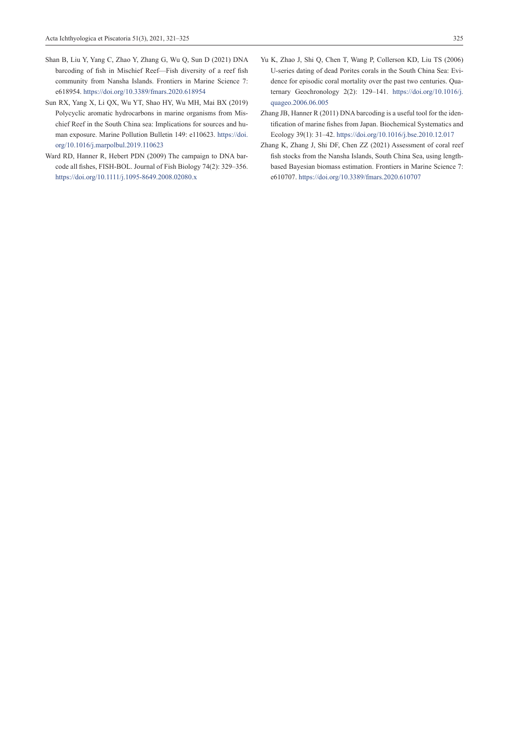Shan B, Liu Y, Yang C, Zhao Y, Zhang G, Wu Q, Sun D (2021) DNA barcoding of fish in Mischief Reef—Fish diversity of a reef fish community from Nansha Islands. Frontiers in Marine Science 7: e618954. https://doi.org/10.3389/fmars.2020.618954

Sun RX, Yang X, Li QX, Wu YT, Shao HY, Wu MH, Mai BX (2019) Polycyclic aromatic hydrocarbons in marine organisms from Mischief Reef in the South China sea: Implications for sources and human exposure. Marine Pollution Bulletin 149: e110623. https://doi.org/10.1016/j.marpolbul.2019.110623

Ward RD, Hanner R, Hebert PDN (2009) The campaign to DNA barcode all fishes, FISH-BOL. Journal of Fish Biology 74(2): 329–356. https://doi.org/10.1111/j.1095-8649.2008.02080.x

Yu K, Zhao J, Shi Q, Chen T, Wang P, Collerson KD, Liu TS (2006) U-series dating of dead Porites corals in the South China Sea: Evidence for episodic coral mortality over the past two centuries. Quaternary Geochronology 2(2): 129–141. https://doi.org/10.1016/j.quageo.2006.06.005

Zhang JB, Hanner R (2011) DNA barcoding is a useful tool for the identification of marine fishes from Japan. Biochemical Systematics and Ecology 39(1): 31–42. https://doi.org/10.1016/j.bse.2010.12.017

Zhang K, Zhang J, Shi DF, Chen ZZ (2021) Assessment of coral reef fish stocks from the Nansha Islands, South China Sea, using length-based Bayesian biomass estimation. Frontiers in Marine Science 7: e610707. https://doi.org/10.3389/fmars.2020.610707